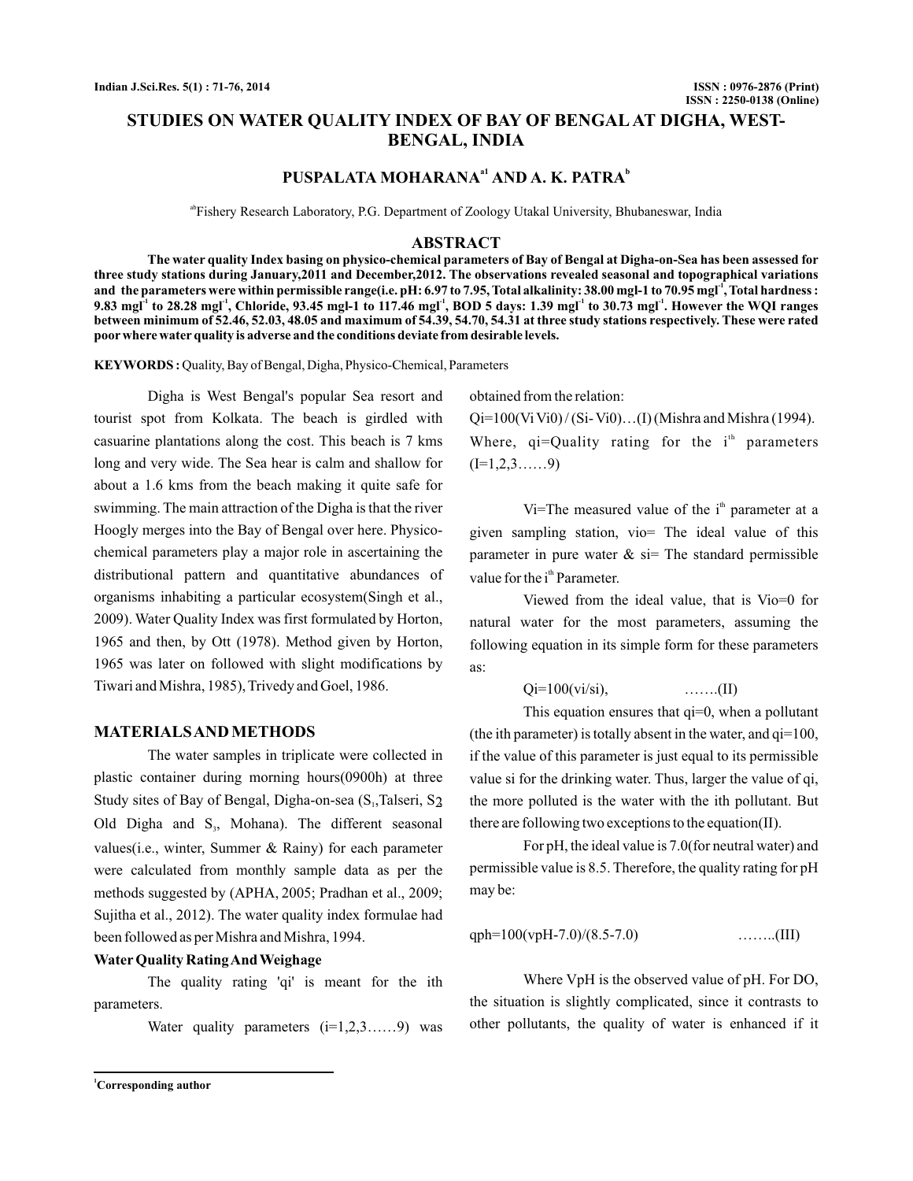# STUDIES ON WATER QUALITY INDEX OF BAY OF BENGAL AT DIGHA, WEST-BENGAL, INDIA

**PUSPALATA MOHARANA[a1] AND A. K. PATRA[b]**

[ab]Fishery Research Laboratory, P.G. Department of Zoology Utakal University, Bhubaneswar, India

## ABSTRACT

**The water quality Index basing on physico-chemical parameters of Bay of Bengal at Digha-on-Sea has been assessed for three study stations during January,2011 and December,2012. The observations revealed seasonal and topographical variations and the parameters were within permissible range(i.e. pH: 6.97 to 7.95, Total alkalinity: 38.00 mgl-1 to 70.95 mgl$^{-1}$, Total hardness : 9.83 mgl$^{-1}$ to 28.28 mgl$^{-1}$, Chloride, 93.45 mgl-1 to 117.46 mgl$^{-1}$, BOD 5 days: 1.39 mgl$^{-1}$ to 30.73 mgl$^{-1}$. However the WQI ranges between minimum of 52.46, 52.03, 48.05 and maximum of 54.39, 54.70, 54.31 at three study stations respectively. These were rated poor where water quality is adverse and the conditions deviate from desirable levels.**

**KEYWORDS :** Quality, Bay of Bengal, Digha, Physico-Chemical, Parameters

Digha is West Bengal's popular Sea resort and tourist spot from Kolkata. The beach is girdled with casuarine plantations along the cost. This beach is 7 kms long and very wide. The Sea hear is calm and shallow for about a 1.6 kms from the beach making it quite safe for swimming. The main attraction of the Digha is that the river Hoogly merges into the Bay of Bengal over here. Physico-chemical parameters play a major role in ascertaining the distributional pattern and quantitative abundances of organisms inhabiting a particular ecosystem(Singh et al., 2009). Water Quality Index was first formulated by Horton, 1965 and then, by Ott (1978). Method given by Horton, 1965 was later on followed with slight modifications by Tiwari and Mishra, 1985), Trivedy and Goel, 1986.

## MATERIALS AND METHODS

The water samples in triplicate were collected in plastic container during morning hours(0900h) at three Study sites of Bay of Bengal, Digha-on-sea ($S_1$,Talseri, $S_2$ Old Digha and $S_3$, Mohana). The different seasonal values(i.e., winter, Summer & Rainy) for each parameter were calculated from monthly sample data as per the methods suggested by (APHA, 2005; Pradhan et al., 2009; Sujitha et al., 2012). The water quality index formulae had been followed as per Mishra and Mishra, 1994.

### Water Quality Rating And Weighage

The quality rating 'qi' is meant for the ith parameters.

Water quality parameters (i=1,2,3……9) was obtained from the relation:

Qi=100(Vi Vi0) / (Si- Vi0)…(I) (Mishra and Mishra (1994). Where, qi=Quality rating for the i$^{th}$ parameters (I=1,2,3……9)

Vi=The measured value of the i$^{th}$ parameter at a given sampling station, vio= The ideal value of this parameter in pure water & si= The standard permissible value for the i$^{th}$ Parameter.

Viewed from the ideal value, that is Vio=0 for natural water for the most parameters, assuming the following equation in its simple form for these parameters as:

Qi=100(vi/si), …….(II)

This equation ensures that qi=0, when a pollutant (the ith parameter) is totally absent in the water, and qi=100, if the value of this parameter is just equal to its permissible value si for the drinking water. Thus, larger the value of qi, the more polluted is the water with the ith pollutant. But there are following two exceptions to the equation(II).

For pH, the ideal value is 7.0(for neutral water) and permissible value is 8.5. Therefore, the quality rating for pH may be:

qph=100(vpH-7.0)/(8.5-7.0) ……..(III)

Where VpH is the observed value of pH. For DO, the situation is slightly complicated, since it contrasts to other pollutants, the quality of water is enhanced if it

[1]Corresponding author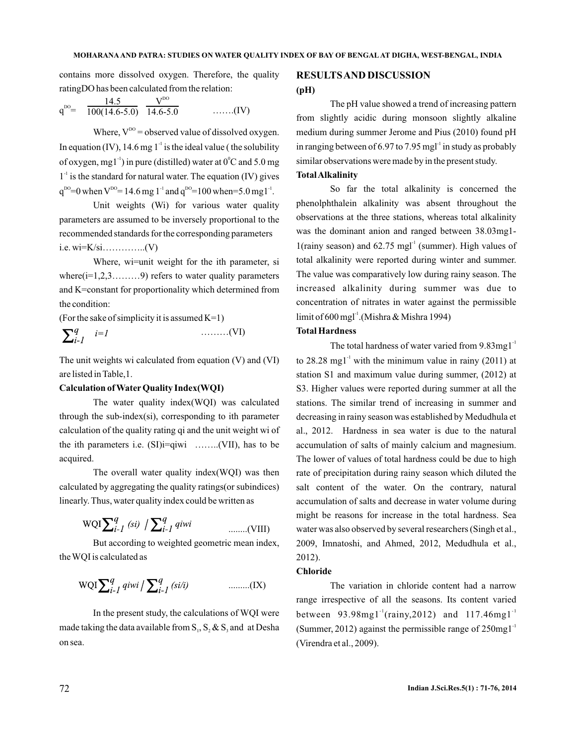contains more dissolved oxygen. Therefore, the quality ratingDO has been calculated from the relation:

$$q^{DO} = \frac{14.5}{100(14.6\text{-}5.0)} \quad \frac{V^{DO}}{14.6\text{-}5.0} \qquad \text{.......(IV)}$$

Where, $V^{DO}$ = observed value of dissolved oxygen. In equation (IV), 14.6 mg $1^{-1}$ is the ideal value ( the solubility of oxygen, mg$1^{-1}$) in pure (distilled) water at $0^0$C and 5.0 mg $1^{-1}$ is the standard for natural water. The equation (IV) gives $q^{DO}$=0 when $V^{DO}$= 14.6 mg $1^{-1}$ and $q^{DO}$=100 when=5.0 mg$1^{-1}$.

Unit weights (Wi) for various water quality parameters are assumed to be inversely proportional to the recommended standards for the corresponding parameters i.e. wi=K/si…………..(V)

Where, wi=unit weight for the ith parameter, si where(i=1,2,3………9) refers to water quality parameters and K=constant for proportionality which determined from the condition:

(For the sake of simplicity it is assumed K=1)

$$\sum_{i-1}^{q} \quad i=1 \qquad \text{………(VI)}$$

The unit weights wi calculated from equation (V) and (VI) are listed in Table,1.

**Calculation of Water Quality Index(WQI)**

The water quality index(WQI) was calculated through the sub-index(si), corresponding to ith parameter calculation of the quality rating qi and the unit weight wi of the ith parameters i.e. (SI)i=qiwi ……..(VII), has to be acquired.

The overall water quality index(WQI) was then calculated by aggregating the quality ratings(or subindices) linearly. Thus, water quality index could be written as

$$\text{WQI} \sum_{i-1}^{q} (si) \Big/ \sum_{i-1}^{q} qiwi \qquad \text{........(VIII)}$$

But according to weighted geometric mean index, the WQI is calculated as

$$\text{WQI} \sum_{i-1}^{q} qiwi \Big/ \sum_{i-1}^{q} (si/i) \qquad \text{.........(IX)}$$

In the present study, the calculations of WQI were made taking the data available from $S_1$, $S_2$ & $S_3$ and at Desha on sea.

## RESULTS AND DISCUSSION

### (pH)

The pH value showed a trend of increasing pattern from slightly acidic during monsoon slightly alkaline medium during summer Jerome and Pius (2010) found pH in ranging between of 6.97 to 7.95 mgl$^{-1}$ in study as probably similar observations were made by in the present study.

### Total Alkalinity

So far the total alkalinity is concerned the phenolphthalein alkalinity was absent throughout the observations at the three stations, whereas total alkalinity was the dominant anion and ranged between 38.03mg1-1(rainy season) and 62.75 mgl$^{-1}$ (summer). High values of total alkalinity were reported during winter and summer. The value was comparatively low during rainy season. The increased alkalinity during summer was due to concentration of nitrates in water against the permissible limit of 600 mgl$^{-1}$.(Mishra & Mishra 1994)

### Total Hardness

The total hardness of water varied from 9.83mg1$^{-1}$ to 28.28 mg1$^{-1}$ with the minimum value in rainy (2011) at station S1 and maximum value during summer, (2012) at S3. Higher values were reported during summer at all the stations. The similar trend of increasing in summer and decreasing in rainy season was established by Medudhula et al., 2012. Hardness in sea water is due to the natural accumulation of salts of mainly calcium and magnesium. The lower of values of total hardness could be due to high rate of precipitation during rainy season which diluted the salt content of the water. On the contrary, natural accumulation of salts and decrease in water volume during might be reasons for increase in the total hardness. Sea water was also observed by several researchers (Singh et al., 2009, Imnatoshi, and Ahmed, 2012, Medudhula et al., 2012).

### Chloride

The variation in chloride content had a narrow range irrespective of all the seasons. Its content varied between 93.98mg1$^{-1}$(rainy,2012) and 117.46mg1$^{-1}$ (Summer, 2012) against the permissible range of 250mg1$^{-1}$ (Virendra et al., 2009).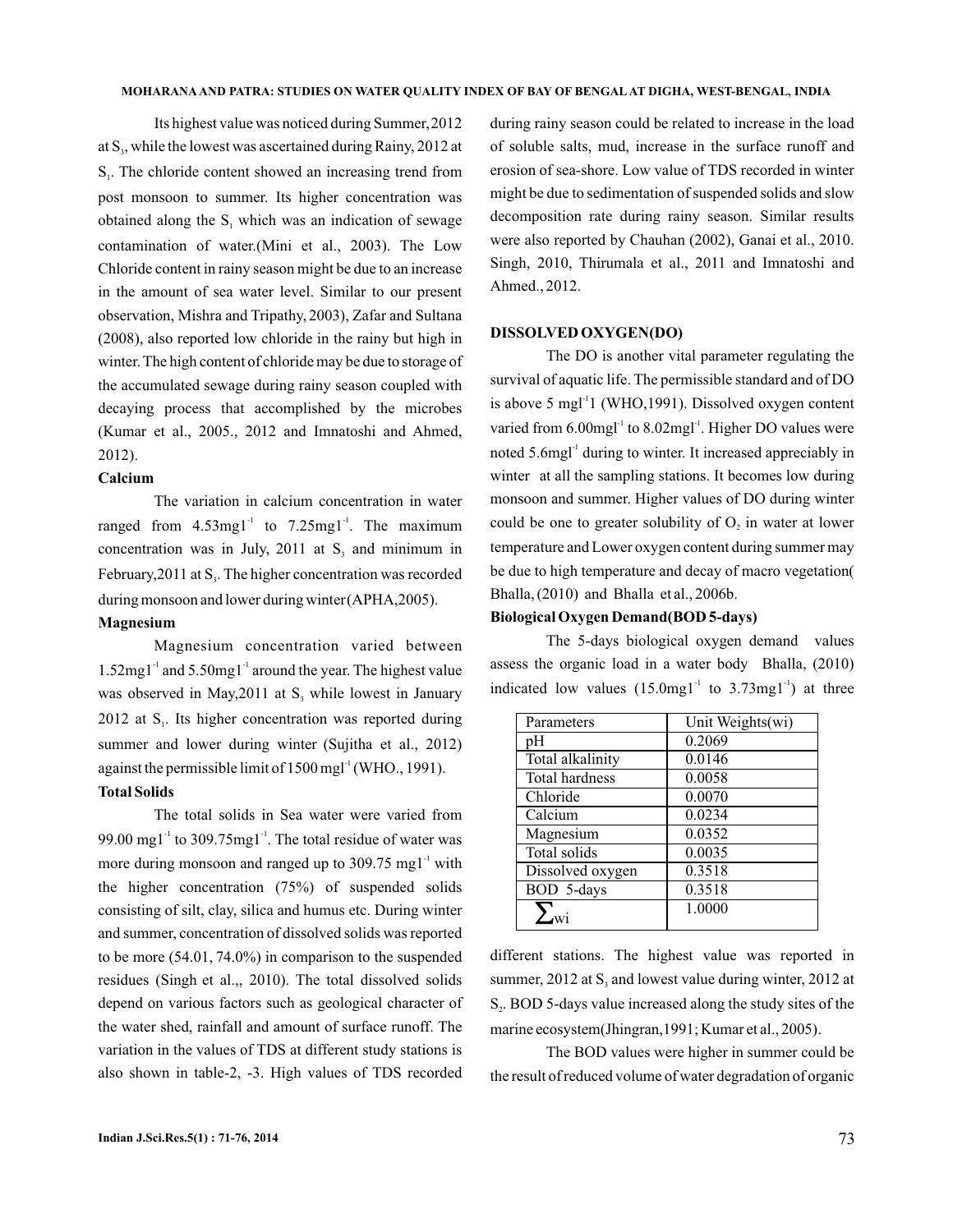Its highest value was noticed during Summer, 2012 at $S_3$, while the lowest was ascertained during Rainy, 2012 at $S_1$. The chloride content showed an increasing trend from post monsoon to summer. Its higher concentration was obtained along the $S_1$ which was an indication of sewage contamination of water.(Mini et al., 2003). The Low Chloride content in rainy season might be due to an increase in the amount of sea water level. Similar to our present observation, Mishra and Tripathy, 2003), Zafar and Sultana (2008), also reported low chloride in the rainy but high in winter. The high content of chloride may be due to storage of the accumulated sewage during rainy season coupled with decaying process that accomplished by the microbes (Kumar et al., 2005., 2012 and Imnatoshi and Ahmed, 2012).

### Calcium

The variation in calcium concentration in water ranged from $4.53mg1^{-1}$ to $7.25mg1^{-1}$. The maximum concentration was in July, 2011 at $S_3$ and minimum in February,2011 at $S_3$. The higher concentration was recorded during monsoon and lower during winter(APHA,2005).

### Magnesium

Magnesium concentration varied between $1.52mg1^{-1}$ and $5.50mg1^{-1}$ around the year. The highest value was observed in May,2011 at $S_3$ while lowest in January 2012 at $S_1$. Its higher concentration was reported during summer and lower during winter (Sujitha et al., 2012) against the permissible limit of 1500 $mgl^{-1}$ (WHO., 1991).

### Total Solids

The total solids in Sea water were varied from 99.00 $mg1^{-1}$ to $309.75mg1^{-1}$. The total residue of water was more during monsoon and ranged up to 309.75 $mg1^{-1}$ with the higher concentration (75%) of suspended solids consisting of silt, clay, silica and humus etc. During winter and summer, concentration of dissolved solids was reported to be more (54.01, 74.0%) in comparison to the suspended residues (Singh et al.,, 2010). The total dissolved solids depend on various factors such as geological character of the water shed, rainfall and amount of surface runoff. The variation in the values of TDS at different study stations is also shown in table-2, -3. High values of TDS recorded during rainy season could be related to increase in the load of soluble salts, mud, increase in the surface runoff and erosion of sea-shore. Low value of TDS recorded in winter might be due to sedimentation of suspended solids and slow decomposition rate during rainy season. Similar results were also reported by Chauhan (2002), Ganai et al., 2010. Singh, 2010, Thirumala et al., 2011 and Imnatoshi and Ahmed., 2012.

### DISSOLVED OXYGEN(DO)

The DO is another vital parameter regulating the survival of aquatic life. The permissible standard and of DO is above 5 $mgl^{-1}$1 (WHO,1991). Dissolved oxygen content varied from $6.00mgl^{-1}$ to $8.02mgl^{-1}$. Higher DO values were noted $5.6mgl^{-1}$ during to winter. It increased appreciably in winter at all the sampling stations. It becomes low during monsoon and summer. Higher values of DO during winter could be one to greater solubility of $O_2$ in water at lower temperature and Lower oxygen content during summer may be due to high temperature and decay of macro vegetation( Bhalla, (2010) and Bhalla et al., 2006b.

### Biological Oxygen Demand(BOD 5-days)

The 5-days biological oxygen demand values assess the organic load in a water body Bhalla, (2010) indicated low values ($15.0mg1^{-1}$ to $3.73mg1^{-1}$) at three different stations. The highest value was reported in summer, 2012 at $S_3$ and lowest value during winter, 2012 at $S_2$. BOD 5-days value increased along the study sites of the marine ecosystem(Jhingran,1991; Kumar et al., 2005).

| Parameters | Unit Weights(wi) |
|---|---|
| pH | 0.2069 |
| Total alkalinity | 0.0146 |
| Total hardness | 0.0058 |
| Chloride | 0.0070 |
| Calcium | 0.0234 |
| Magnesium | 0.0352 |
| Total solids | 0.0035 |
| Dissolved oxygen | 0.3518 |
| BOD 5-days | 0.3518 |
| $\sum wi$ | 1.0000 |

The BOD values were higher in summer could be the result of reduced volume of water degradation of organic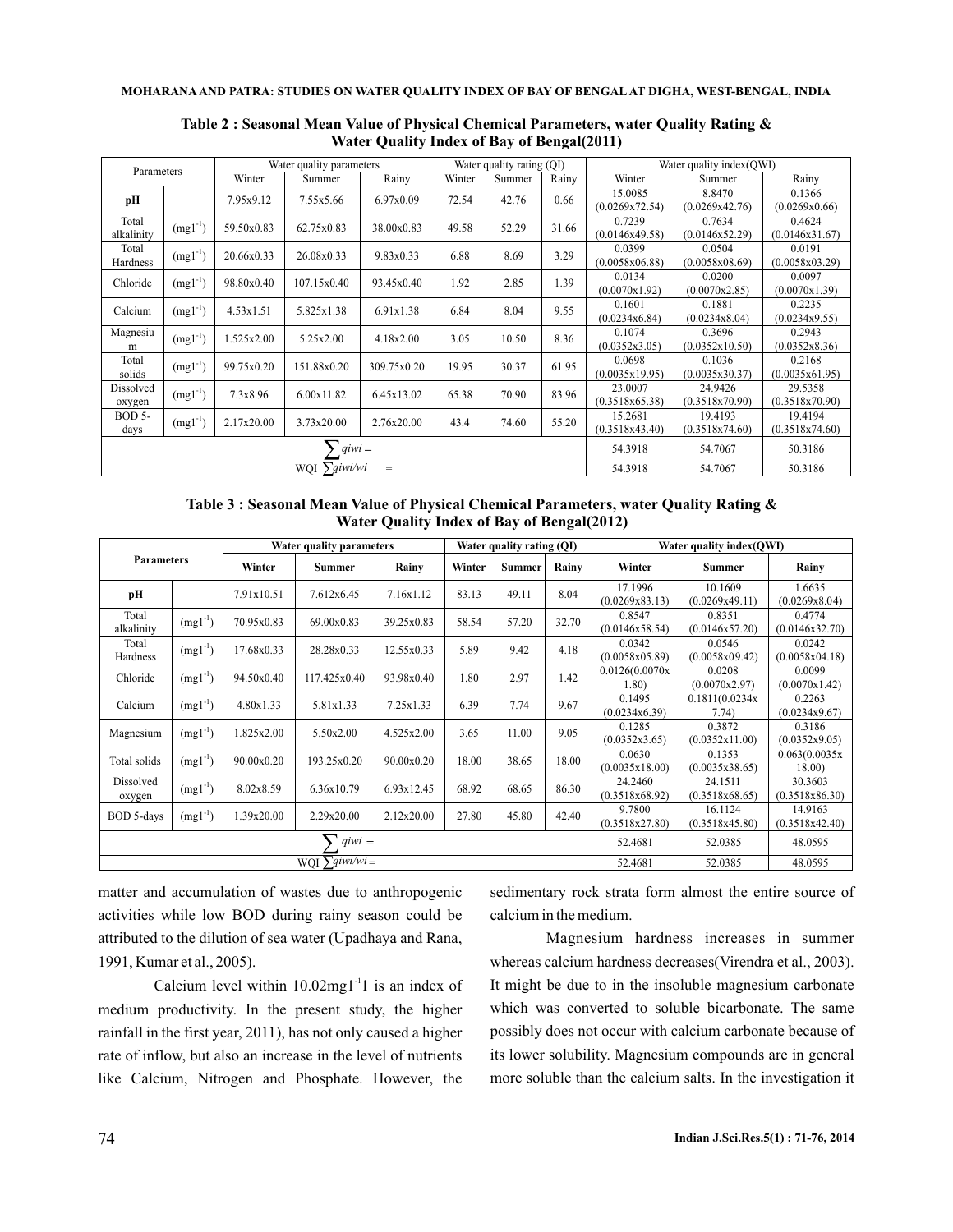**Table 2 : Seasonal Mean Value of Physical Chemical Parameters, water Quality Rating & Water Quality Index of Bay of Bengal(2011)**

| Parameters | | Water quality parameters | | | Water quality rating (QI) | | | Water quality index(QWI) | | |
|---|---|---|---|---|---|---|---|---|---|---|
| | | Winter | Summer | Rainy | Winter | Summer | Rainy | Winter | Summer | Rainy |
| **pH** | | 7.95x9.12 | 7.55x5.66 | 6.97x0.09 | 72.54 | 42.76 | 0.66 | 15.0085 (0.0269x72.54) | 8.8470 (0.0269x42.76) | 0.1366 (0.0269x0.66) |
| Total alkalinity | $(mgl^{-1})$ | 59.50x0.83 | 62.75x0.83 | 38.00x0.83 | 49.58 | 52.29 | 31.66 | 0.7239 (0.0146x49.58) | 0.7634 (0.0146x52.29) | 0.4624 (0.0146x31.67) |
| Total Hardness | $(mgl^{-1})$ | 20.66x0.33 | 26.08x0.33 | 9.83x0.33 | 6.88 | 8.69 | 3.29 | 0.0399 (0.0058x06.88) | 0.0504 (0.0058x08.69) | 0.0191 (0.0058x03.29) |
| Chloride | $(mgl^{-1})$ | 98.80x0.40 | 107.15x0.40 | 93.45x0.40 | 1.92 | 2.85 | 1.39 | 0.0134 (0.0070x1.92) | 0.0200 (0.0070x2.85) | 0.0097 (0.0070x1.39) |
| Calcium | $(mgl^{-1})$ | 4.53x1.51 | 5.825x1.38 | 6.91x1.38 | 6.84 | 8.04 | 9.55 | 0.1601 (0.0234x6.84) | 0.1881 (0.0234x8.04) | 0.2235 (0.0234x9.55) |
| Magnesium | $(mgl^{-1})$ | 1.525x2.00 | 5.25x2.00 | 4.18x2.00 | 3.05 | 10.50 | 8.36 | 0.1074 (0.0352x3.05) | 0.3696 (0.0352x10.50) | 0.2943 (0.0352x8.36) |
| Total solids | $(mgl^{-1})$ | 99.75x0.20 | 151.88x0.20 | 309.75x0.20 | 19.95 | 30.37 | 61.95 | 0.0698 (0.0035x19.95) | 0.1036 (0.0035x30.37) | 0.2168 (0.0035x61.95) |
| Dissolved oxygen | $(mgl^{-1})$ | 7.3x8.96 | 6.00x11.82 | 6.45x13.02 | 65.38 | 70.90 | 83.96 | 23.0007 (0.3518x65.38) | 24.9426 (0.3518x70.90) | 29.5358 (0.3518x70.90) |
| BOD 5-days | $(mgl^{-1})$ | 2.17x20.00 | 3.73x20.00 | 2.76x20.00 | 43.4 | 74.60 | 55.20 | 15.2681 (0.3518x43.40) | 19.4193 (0.3518x74.60) | 19.4194 (0.3518x74.60) |
| $\sum qiwi =$ | | | | | | | | 54.3918 | 54.7067 | 50.3186 |
| WQI $\sum qiwi/wi$ = | | | | | | | | 54.3918 | 54.7067 | 50.3186 |

**Table 3 : Seasonal Mean Value of Physical Chemical Parameters, water Quality Rating & Water Quality Index of Bay of Bengal(2012)**

| Parameters | | Water quality parameters | | | Water quality rating (QI) | | | Water quality index(QWI) | | |
|---|---|---|---|---|---|---|---|---|---|---|
| | | Winter | Summer | Rainy | Winter | Summer | Rainy | Winter | Summer | Rainy |
| **pH** | | 7.91x10.51 | 7.612x6.45 | 7.16x1.12 | 83.13 | 49.11 | 8.04 | 17.1996 (0.0269x83.13) | 10.1609 (0.0269x49.11) | 1.6635 (0.0269x8.04) |
| Total alkalinity | $(mgl^{-1})$ | 70.95x0.83 | 69.00x0.83 | 39.25x0.83 | 58.54 | 57.20 | 32.70 | 0.8547 (0.0146x58.54) | 0.8351 (0.0146x57.20) | 0.4774 (0.0146x32.70) |
| Total Hardness | $(mgl^{-1})$ | 17.68x0.33 | 28.28x0.33 | 12.55x0.33 | 5.89 | 9.42 | 4.18 | 0.0342 (0.0058x05.89) | 0.0546 (0.0058x09.42) | 0.0242 (0.0058x04.18) |
| Chloride | $(mgl^{-1})$ | 94.50x0.40 | 117.425x0.40 | 93.98x0.40 | 1.80 | 2.97 | 1.42 | 0.0126(0.0070x 1.80) | 0.0208 (0.0070x2.97) | 0.0099 (0.0070x1.42) |
| Calcium | $(mgl^{-1})$ | 4.80x1.33 | 5.81x1.33 | 7.25x1.33 | 6.39 | 7.74 | 9.67 | 0.1495 (0.0234x6.39) | 0.1811(0.0234x 7.74) | 0.2263 (0.0234x9.67) |
| Magnesium | $(mgl^{-1})$ | 1.825x2.00 | 5.50x2.00 | 4.525x2.00 | 3.65 | 11.00 | 9.05 | 0.1285 (0.0352x3.65) | 0.3872 (0.0352x11.00) | 0.3186 (0.0352x9.05) |
| Total solids | $(mgl^{-1})$ | 90.00x0.20 | 193.25x0.20 | 90.00x0.20 | 18.00 | 38.65 | 18.00 | 0.0630 (0.0035x18.00) | 0.1353 (0.0035x38.65) | 0.063(0.0035x 18.00) |
| Dissolved oxygen | $(mgl^{-1})$ | 8.02x8.59 | 6.36x10.79 | 6.93x12.45 | 68.92 | 68.65 | 86.30 | 24.2460 (0.3518x68.92) | 24.1511 (0.3518x68.65) | 30.3603 (0.3518x86.30) |
| BOD 5-days | $(mgl^{-1})$ | 1.39x20.00 | 2.29x20.00 | 2.12x20.00 | 27.80 | 45.80 | 42.40 | 9.7800 (0.3518x27.80) | 16.1124 (0.3518x45.80) | 14.9163 (0.3518x42.40) |
| $\sum qiwi =$ | | | | | | | | 52.4681 | 52.0385 | 48.0595 |
| WQI $\sum qiwi/wi$ = | | | | | | | | 52.4681 | 52.0385 | 48.0595 |

matter and accumulation of wastes due to anthropogenic activities while low BOD during rainy season could be attributed to the dilution of sea water (Upadhaya and Rana, 1991, Kumar et al., 2005).

Calcium level within $10.02mg1^{-1}1$ is an index of medium productivity. In the present study, the higher rainfall in the first year, 2011), has not only caused a higher rate of inflow, but also an increase in the level of nutrients like Calcium, Nitrogen and Phosphate. However, the sedimentary rock strata form almost the entire source of calcium in the medium.

Magnesium hardness increases in summer whereas calcium hardness decreases(Virendra et al., 2003). It might be due to in the insoluble magnesium carbonate which was converted to soluble bicarbonate. The same possibly does not occur with calcium carbonate because of its lower solubility. Magnesium compounds are in general more soluble than the calcium salts. In the investigation it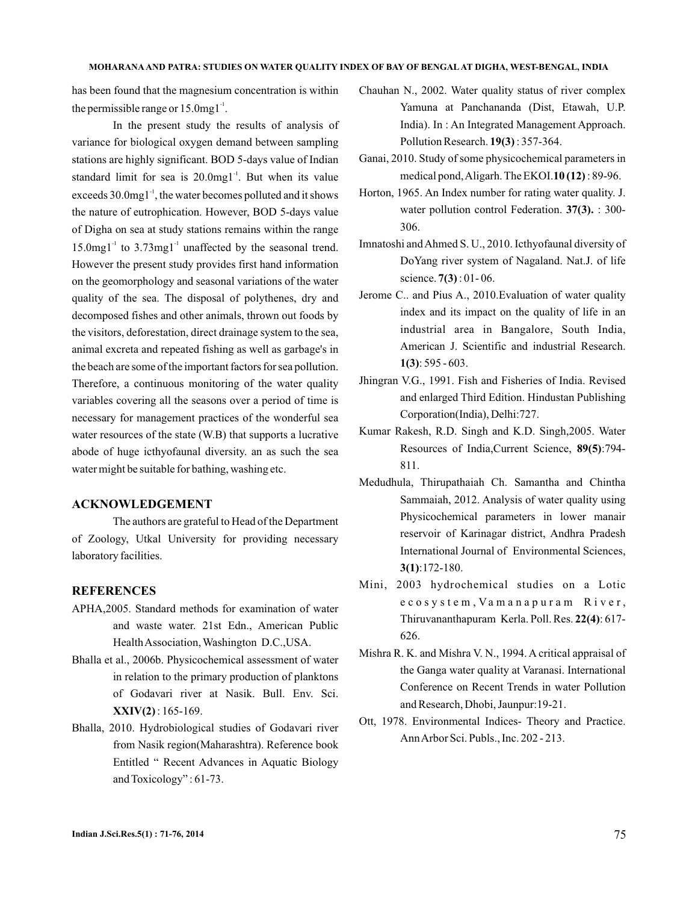has been found that the magnesium concentration is within the permissible range or $15.0mg1^{-1}$.

In the present study the results of analysis of variance for biological oxygen demand between sampling stations are highly significant. BOD 5-days value of Indian standard limit for sea is $20.0mg1^{-1}$. But when its value exceeds $30.0mg1^{-1}$, the water becomes polluted and it shows the nature of eutrophication. However, BOD 5-days value of Digha on sea at study stations remains within the range $15.0mg1^{-1}$ to $3.73mg1^{-1}$ unaffected by the seasonal trend. However the present study provides first hand information on the geomorphology and seasonal variations of the water quality of the sea. The disposal of polythenes, dry and decomposed fishes and other animals, thrown out foods by the visitors, deforestation, direct drainage system to the sea, animal excreta and repeated fishing as well as garbage's in the beach are some of the important factors for sea pollution. Therefore, a continuous monitoring of the water quality variables covering all the seasons over a period of time is necessary for management practices of the wonderful sea water resources of the state (W.B) that supports a lucrative abode of huge icthyofaunal diversity. an as such the sea water might be suitable for bathing, washing etc.

## ACKNOWLEDGEMENT

The authors are grateful to Head of the Department of Zoology, Utkal University for providing necessary laboratory facilities.

## REFERENCES

APHA,2005. Standard methods for examination of water and waste water. 21st Edn., American Public Health Association, Washington D.C.,USA.

Bhalla et al., 2006b. Physicochemical assessment of water in relation to the primary production of planktons of Godavari river at Nasik. Bull. Env. Sci. **XXIV(2)** : 165-169.

Bhalla, 2010. Hydrobiological studies of Godavari river from Nasik region(Maharashtra). Reference book Entitled " Recent Advances in Aquatic Biology and Toxicology" : 61-73.

Chauhan N., 2002. Water quality status of river complex Yamuna at Panchananda (Dist, Etawah, U.P. India). In : An Integrated Management Approach. Pollution Research. **19(3)** : 357-364.

Ganai, 2010. Study of some physicochemical parameters in medical pond, Aligarh. The EKOI.**10 (12)** : 89-96.

Horton, 1965. An Index number for rating water quality. J. water pollution control Federation. **37(3).** : 300-306.

Imnatoshi and Ahmed S. U., 2010. Icthyofaunal diversity of DoYang river system of Nagaland. Nat.J. of life science. **7(3)** : 01- 06.

Jerome C.. and Pius A., 2010.Evaluation of water quality index and its impact on the quality of life in an industrial area in Bangalore, South India, American J. Scientific and industrial Research. **1(3)**: 595 - 603.

Jhingran V.G., 1991. Fish and Fisheries of India. Revised and enlarged Third Edition. Hindustan Publishing Corporation(India), Delhi:727.

Kumar Rakesh, R.D. Singh and K.D. Singh,2005. Water Resources of India,Current Science, **89(5)**:794-811.

Medudhula, Thirupathaiah Ch. Samantha and Chintha Sammaiah, 2012. Analysis of water quality using Physicochemical parameters in lower manair reservoir of Karinagar district, Andhra Pradesh International Journal of Environmental Sciences, **3(1)**:172-180.

Mini, 2003 hydrochemical studies on a Lotic ecosystem, Vamanapuram River, Thiruvananthapuram Kerla. Poll. Res. **22(4)**: 617-626.

Mishra R. K. and Mishra V. N., 1994. A critical appraisal of the Ganga water quality at Varanasi. International Conference on Recent Trends in water Pollution and Research, Dhobi, Jaunpur:19-21.

Ott, 1978. Environmental Indices- Theory and Practice. Ann Arbor Sci. Publs., Inc. 202 - 213.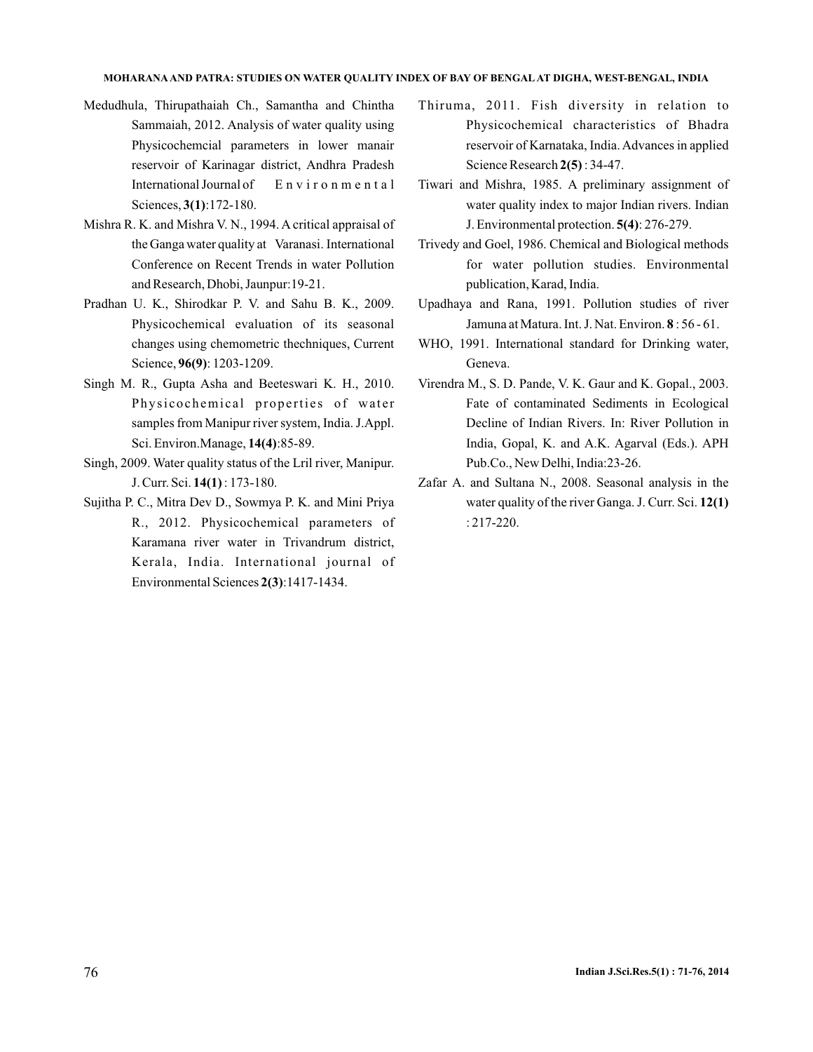Medudhula, Thirupathaiah Ch., Samantha and Chintha Sammaiah, 2012. Analysis of water quality using Physicochemcial parameters in lower manair reservoir of Karinagar district, Andhra Pradesh International Journal of Environmental Sciences, **3(1)**:172-180.

Mishra R. K. and Mishra V. N., 1994. A critical appraisal of the Ganga water quality at Varanasi. International Conference on Recent Trends in water Pollution and Research, Dhobi, Jaunpur:19-21.

Pradhan U. K., Shirodkar P. V. and Sahu B. K., 2009. Physicochemical evaluation of its seasonal changes using chemometric thechniques, Current Science, **96(9)**: 1203-1209.

Singh M. R., Gupta Asha and Beeteswari K. H., 2010. Physicochemical properties of water samples from Manipur river system, India. J.Appl. Sci. Environ.Manage, **14(4)**:85-89.

Singh, 2009. Water quality status of the Lril river, Manipur. J. Curr. Sci. **14(1)** : 173-180.

Sujitha P. C., Mitra Dev D., Sowmya P. K. and Mini Priya R., 2012. Physicochemical parameters of Karamana river water in Trivandrum district, Kerala, India. International journal of Environmental Sciences **2(3)**:1417-1434.

Thiruma, 2011. Fish diversity in relation to Physicochemical characteristics of Bhadra reservoir of Karnataka, India. Advances in applied Science Research **2(5)** : 34-47.

Tiwari and Mishra, 1985. A preliminary assignment of water quality index to major Indian rivers. Indian J. Environmental protection. **5(4)**: 276-279.

Trivedy and Goel, 1986. Chemical and Biological methods for water pollution studies. Environmental publication, Karad, India.

Upadhaya and Rana, 1991. Pollution studies of river Jamuna at Matura. Int. J. Nat. Environ. **8** : 56 - 61.

WHO, 1991. International standard for Drinking water, Geneva.

Virendra M., S. D. Pande, V. K. Gaur and K. Gopal., 2003. Fate of contaminated Sediments in Ecological Decline of Indian Rivers. In: River Pollution in India, Gopal, K. and A.K. Agarval (Eds.). APH Pub.Co., New Delhi, India:23-26.

Zafar A. and Sultana N., 2008. Seasonal analysis in the water quality of the river Ganga. J. Curr. Sci. **12(1)** : 217-220.